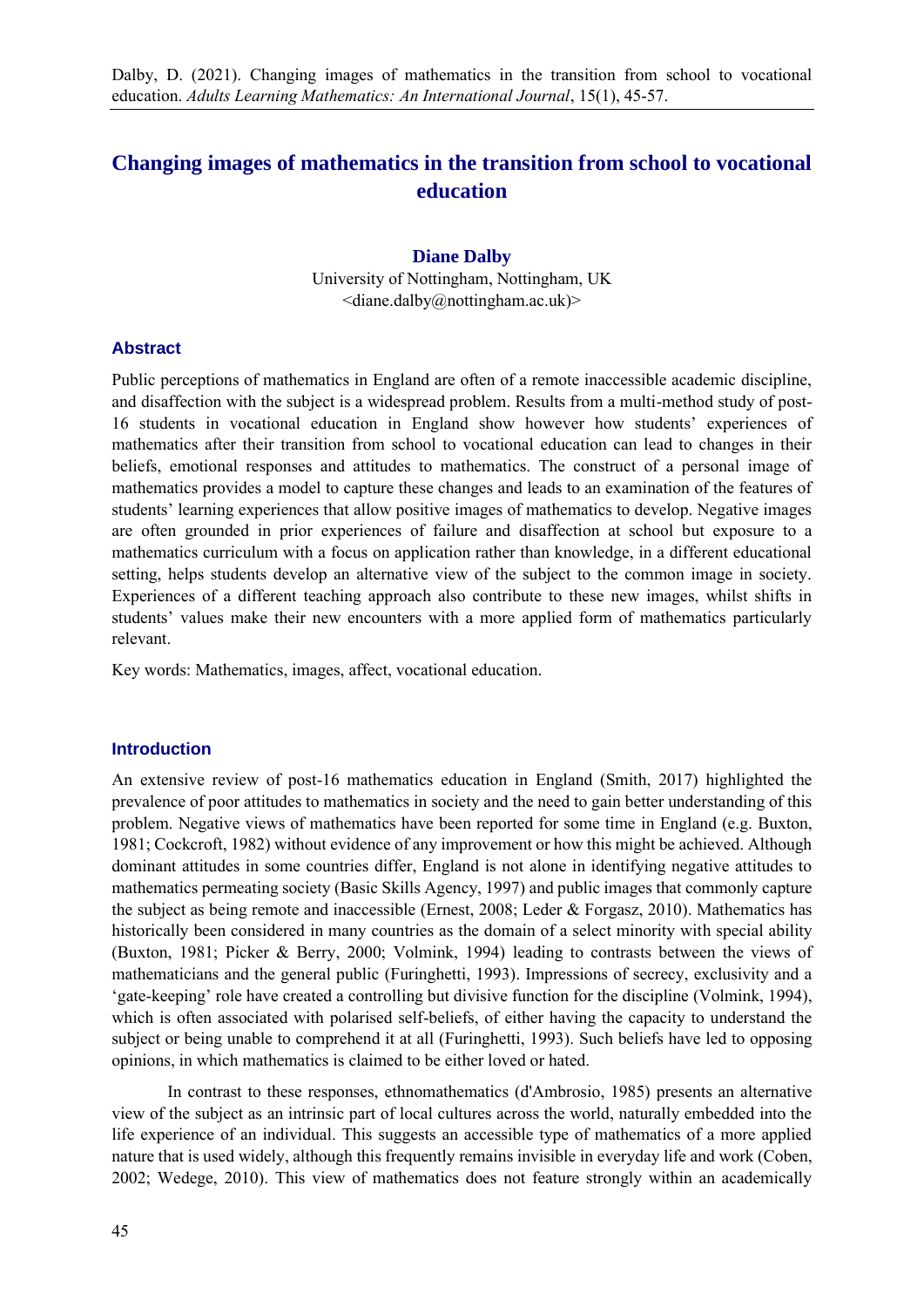Dalby, D. (2021). Changing images of mathematics in the transition from school to vocational education. *Adults Learning Mathematics: An International Journal*, 15(1), 45-57.

# Changing images of mathematics in the transition from school to vocational education

**Diane Dalby**

University of Nottingham, Nottingham, UK
<diane.dalby@nottingham.ac.uk)>

## Abstract

Public perceptions of mathematics in England are often of a remote inaccessible academic discipline, and disaffection with the subject is a widespread problem. Results from a multi-method study of post-16 students in vocational education in England show however how students' experiences of mathematics after their transition from school to vocational education can lead to changes in their beliefs, emotional responses and attitudes to mathematics. The construct of a personal image of mathematics provides a model to capture these changes and leads to an examination of the features of students' learning experiences that allow positive images of mathematics to develop. Negative images are often grounded in prior experiences of failure and disaffection at school but exposure to a mathematics curriculum with a focus on application rather than knowledge, in a different educational setting, helps students develop an alternative view of the subject to the common image in society. Experiences of a different teaching approach also contribute to these new images, whilst shifts in students' values make their new encounters with a more applied form of mathematics particularly relevant.

Key words: Mathematics, images, affect, vocational education.

## Introduction

An extensive review of post-16 mathematics education in England (Smith, 2017) highlighted the prevalence of poor attitudes to mathematics in society and the need to gain better understanding of this problem. Negative views of mathematics have been reported for some time in England (e.g. Buxton, 1981; Cockcroft, 1982) without evidence of any improvement or how this might be achieved. Although dominant attitudes in some countries differ, England is not alone in identifying negative attitudes to mathematics permeating society (Basic Skills Agency, 1997) and public images that commonly capture the subject as being remote and inaccessible (Ernest, 2008; Leder & Forgasz, 2010). Mathematics has historically been considered in many countries as the domain of a select minority with special ability (Buxton, 1981; Picker & Berry, 2000; Volmink, 1994) leading to contrasts between the views of mathematicians and the general public (Furinghetti, 1993). Impressions of secrecy, exclusivity and a 'gate-keeping' role have created a controlling but divisive function for the discipline (Volmink, 1994), which is often associated with polarised self-beliefs, of either having the capacity to understand the subject or being unable to comprehend it at all (Furinghetti, 1993). Such beliefs have led to opposing opinions, in which mathematics is claimed to be either loved or hated.

In contrast to these responses, ethnomathematics (d'Ambrosio, 1985) presents an alternative view of the subject as an intrinsic part of local cultures across the world, naturally embedded into the life experience of an individual. This suggests an accessible type of mathematics of a more applied nature that is used widely, although this frequently remains invisible in everyday life and work (Coben, 2002; Wedege, 2010). This view of mathematics does not feature strongly within an academically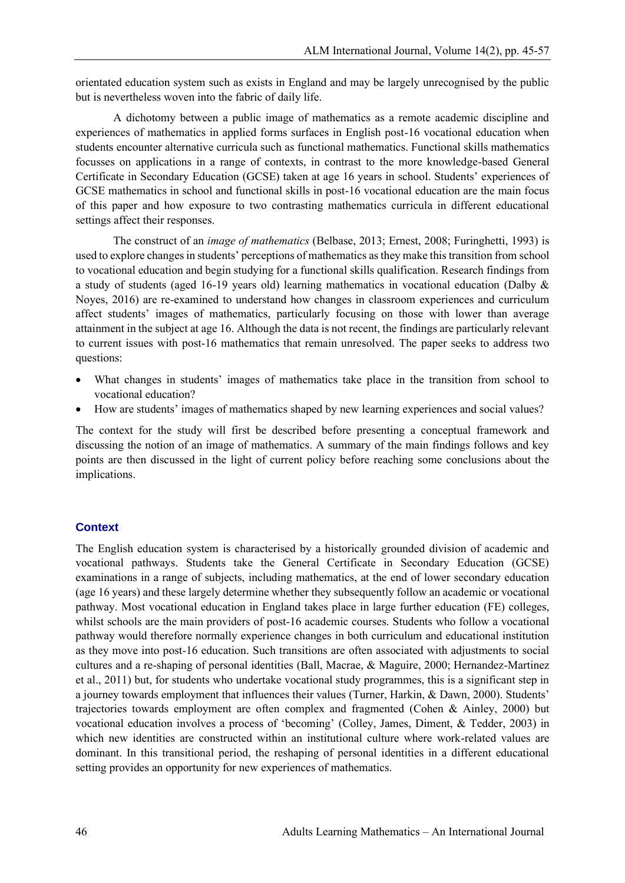orientated education system such as exists in England and may be largely unrecognised by the public but is nevertheless woven into the fabric of daily life.

A dichotomy between a public image of mathematics as a remote academic discipline and experiences of mathematics in applied forms surfaces in English post-16 vocational education when students encounter alternative curricula such as functional mathematics. Functional skills mathematics focusses on applications in a range of contexts, in contrast to the more knowledge-based General Certificate in Secondary Education (GCSE) taken at age 16 years in school. Students' experiences of GCSE mathematics in school and functional skills in post-16 vocational education are the main focus of this paper and how exposure to two contrasting mathematics curricula in different educational settings affect their responses.

The construct of an *image of mathematics* (Belbase, 2013; Ernest, 2008; Furinghetti, 1993) is used to explore changes in students' perceptions of mathematics as they make this transition from school to vocational education and begin studying for a functional skills qualification. Research findings from a study of students (aged 16-19 years old) learning mathematics in vocational education (Dalby & Noyes, 2016) are re-examined to understand how changes in classroom experiences and curriculum affect students' images of mathematics, particularly focusing on those with lower than average attainment in the subject at age 16. Although the data is not recent, the findings are particularly relevant to current issues with post-16 mathematics that remain unresolved. The paper seeks to address two questions:

- What changes in students' images of mathematics take place in the transition from school to vocational education?
- How are students' images of mathematics shaped by new learning experiences and social values?

The context for the study will first be described before presenting a conceptual framework and discussing the notion of an image of mathematics. A summary of the main findings follows and key points are then discussed in the light of current policy before reaching some conclusions about the implications.

## Context

The English education system is characterised by a historically grounded division of academic and vocational pathways. Students take the General Certificate in Secondary Education (GCSE) examinations in a range of subjects, including mathematics, at the end of lower secondary education (age 16 years) and these largely determine whether they subsequently follow an academic or vocational pathway. Most vocational education in England takes place in large further education (FE) colleges, whilst schools are the main providers of post-16 academic courses. Students who follow a vocational pathway would therefore normally experience changes in both curriculum and educational institution as they move into post-16 education. Such transitions are often associated with adjustments to social cultures and a re-shaping of personal identities (Ball, Macrae, & Maguire, 2000; Hernandez-Martinez et al., 2011) but, for students who undertake vocational study programmes, this is a significant step in a journey towards employment that influences their values (Turner, Harkin, & Dawn, 2000). Students' trajectories towards employment are often complex and fragmented (Cohen & Ainley, 2000) but vocational education involves a process of 'becoming' (Colley, James, Diment, & Tedder, 2003) in which new identities are constructed within an institutional culture where work-related values are dominant. In this transitional period, the reshaping of personal identities in a different educational setting provides an opportunity for new experiences of mathematics.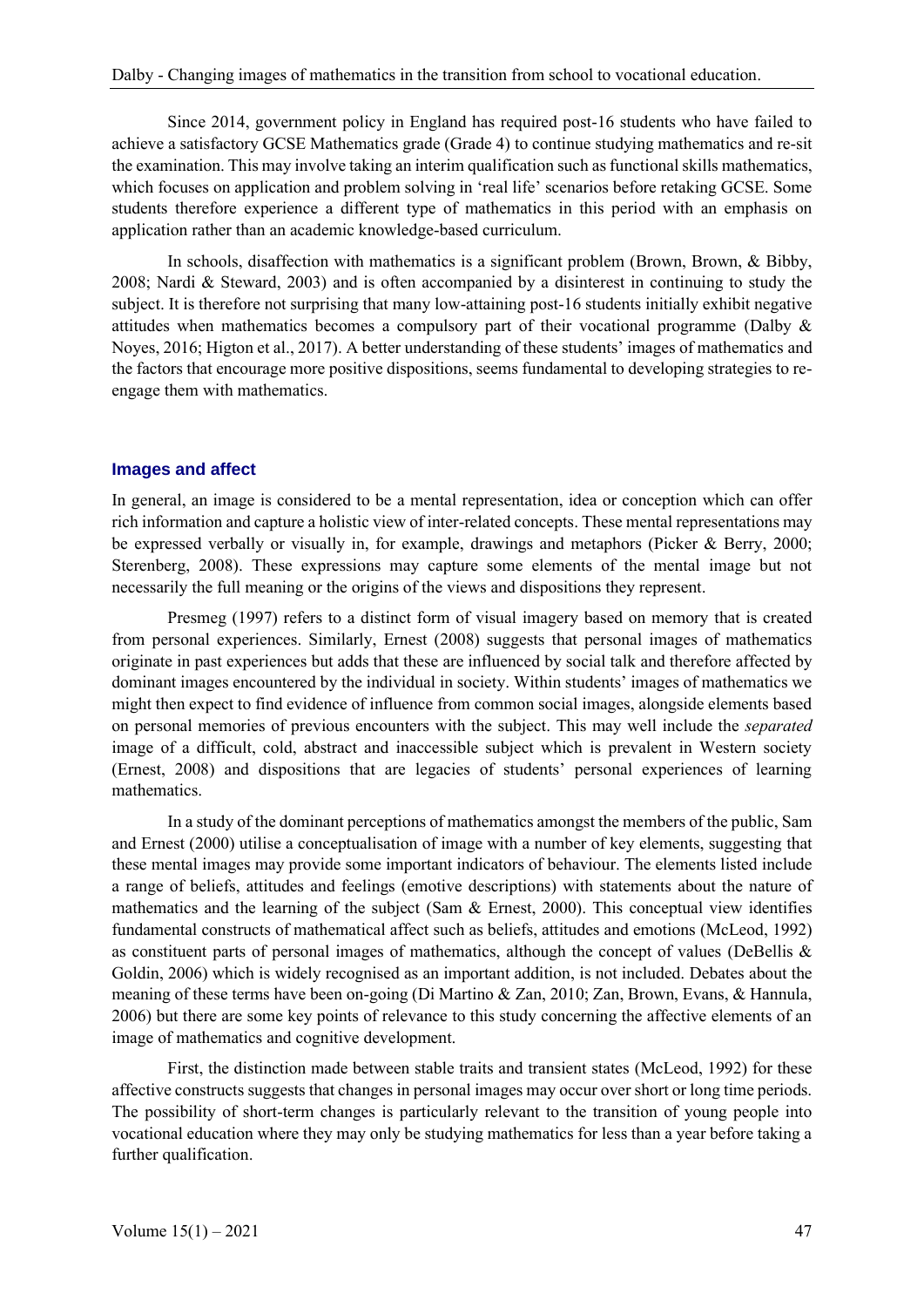Since 2014, government policy in England has required post-16 students who have failed to achieve a satisfactory GCSE Mathematics grade (Grade 4) to continue studying mathematics and re-sit the examination. This may involve taking an interim qualification such as functional skills mathematics, which focuses on application and problem solving in 'real life' scenarios before retaking GCSE. Some students therefore experience a different type of mathematics in this period with an emphasis on application rather than an academic knowledge-based curriculum.

In schools, disaffection with mathematics is a significant problem (Brown, Brown, & Bibby, 2008; Nardi & Steward, 2003) and is often accompanied by a disinterest in continuing to study the subject. It is therefore not surprising that many low-attaining post-16 students initially exhibit negative attitudes when mathematics becomes a compulsory part of their vocational programme (Dalby & Noyes, 2016; Higton et al., 2017). A better understanding of these students' images of mathematics and the factors that encourage more positive dispositions, seems fundamental to developing strategies to re-engage them with mathematics.

## Images and affect

In general, an image is considered to be a mental representation, idea or conception which can offer rich information and capture a holistic view of inter-related concepts. These mental representations may be expressed verbally or visually in, for example, drawings and metaphors (Picker & Berry, 2000; Sterenberg, 2008). These expressions may capture some elements of the mental image but not necessarily the full meaning or the origins of the views and dispositions they represent.

Presmeg (1997) refers to a distinct form of visual imagery based on memory that is created from personal experiences. Similarly, Ernest (2008) suggests that personal images of mathematics originate in past experiences but adds that these are influenced by social talk and therefore affected by dominant images encountered by the individual in society. Within students' images of mathematics we might then expect to find evidence of influence from common social images, alongside elements based on personal memories of previous encounters with the subject. This may well include the *separated* image of a difficult, cold, abstract and inaccessible subject which is prevalent in Western society (Ernest, 2008) and dispositions that are legacies of students' personal experiences of learning mathematics.

In a study of the dominant perceptions of mathematics amongst the members of the public, Sam and Ernest (2000) utilise a conceptualisation of image with a number of key elements, suggesting that these mental images may provide some important indicators of behaviour. The elements listed include a range of beliefs, attitudes and feelings (emotive descriptions) with statements about the nature of mathematics and the learning of the subject (Sam & Ernest, 2000). This conceptual view identifies fundamental constructs of mathematical affect such as beliefs, attitudes and emotions (McLeod, 1992) as constituent parts of personal images of mathematics, although the concept of values (DeBellis & Goldin, 2006) which is widely recognised as an important addition, is not included. Debates about the meaning of these terms have been on-going (Di Martino & Zan, 2010; Zan, Brown, Evans, & Hannula, 2006) but there are some key points of relevance to this study concerning the affective elements of an image of mathematics and cognitive development.

First, the distinction made between stable traits and transient states (McLeod, 1992) for these affective constructs suggests that changes in personal images may occur over short or long time periods. The possibility of short-term changes is particularly relevant to the transition of young people into vocational education where they may only be studying mathematics for less than a year before taking a further qualification.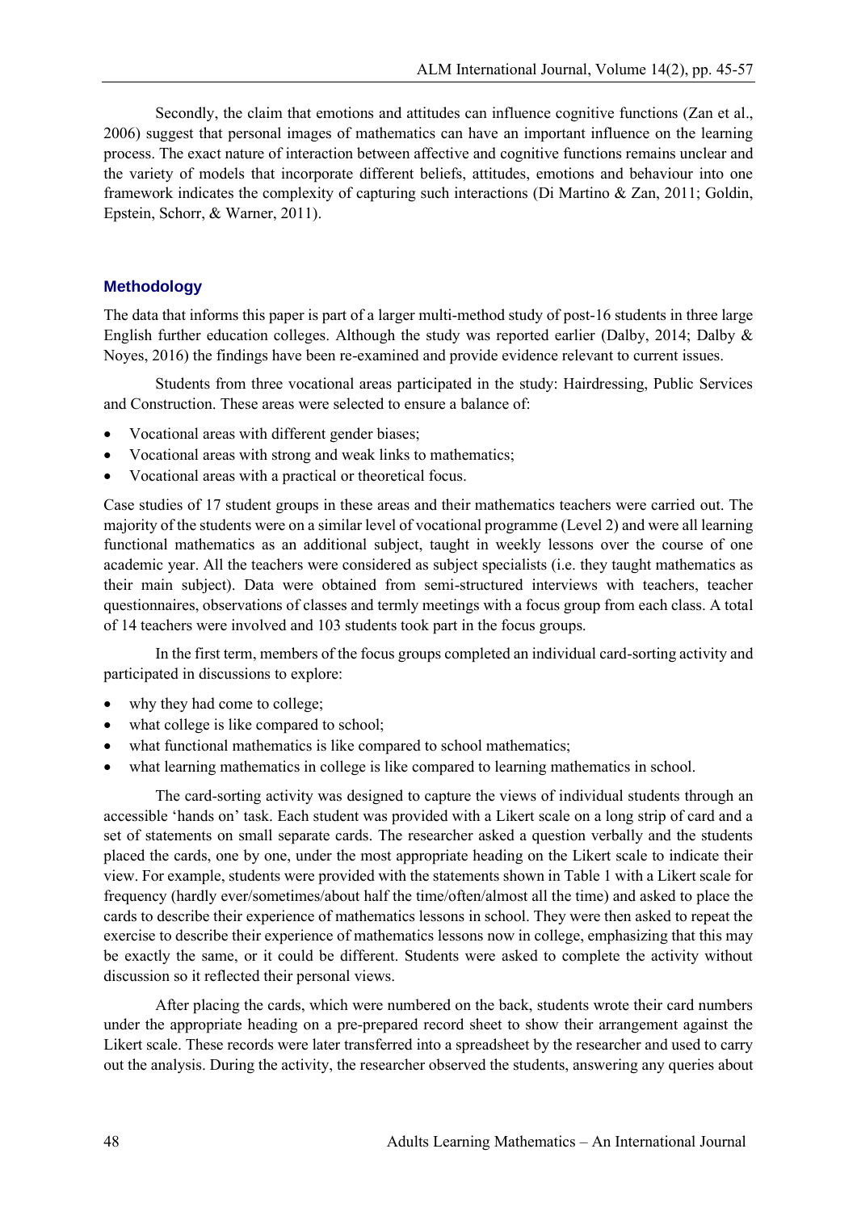Secondly, the claim that emotions and attitudes can influence cognitive functions (Zan et al., 2006) suggest that personal images of mathematics can have an important influence on the learning process. The exact nature of interaction between affective and cognitive functions remains unclear and the variety of models that incorporate different beliefs, attitudes, emotions and behaviour into one framework indicates the complexity of capturing such interactions (Di Martino & Zan, 2011; Goldin, Epstein, Schorr, & Warner, 2011).

## Methodology

The data that informs this paper is part of a larger multi-method study of post-16 students in three large English further education colleges. Although the study was reported earlier (Dalby, 2014; Dalby & Noyes, 2016) the findings have been re-examined and provide evidence relevant to current issues.

Students from three vocational areas participated in the study: Hairdressing, Public Services and Construction. These areas were selected to ensure a balance of:

- Vocational areas with different gender biases;
- Vocational areas with strong and weak links to mathematics;
- Vocational areas with a practical or theoretical focus.

Case studies of 17 student groups in these areas and their mathematics teachers were carried out. The majority of the students were on a similar level of vocational programme (Level 2) and were all learning functional mathematics as an additional subject, taught in weekly lessons over the course of one academic year. All the teachers were considered as subject specialists (i.e. they taught mathematics as their main subject). Data were obtained from semi-structured interviews with teachers, teacher questionnaires, observations of classes and termly meetings with a focus group from each class. A total of 14 teachers were involved and 103 students took part in the focus groups.

In the first term, members of the focus groups completed an individual card-sorting activity and participated in discussions to explore:

- why they had come to college;
- what college is like compared to school;
- what functional mathematics is like compared to school mathematics;
- what learning mathematics in college is like compared to learning mathematics in school.

The card-sorting activity was designed to capture the views of individual students through an accessible 'hands on' task. Each student was provided with a Likert scale on a long strip of card and a set of statements on small separate cards. The researcher asked a question verbally and the students placed the cards, one by one, under the most appropriate heading on the Likert scale to indicate their view. For example, students were provided with the statements shown in Table 1 with a Likert scale for frequency (hardly ever/sometimes/about half the time/often/almost all the time) and asked to place the cards to describe their experience of mathematics lessons in school. They were then asked to repeat the exercise to describe their experience of mathematics lessons now in college, emphasizing that this may be exactly the same, or it could be different. Students were asked to complete the activity without discussion so it reflected their personal views.

After placing the cards, which were numbered on the back, students wrote their card numbers under the appropriate heading on a pre-prepared record sheet to show their arrangement against the Likert scale. These records were later transferred into a spreadsheet by the researcher and used to carry out the analysis. During the activity, the researcher observed the students, answering any queries about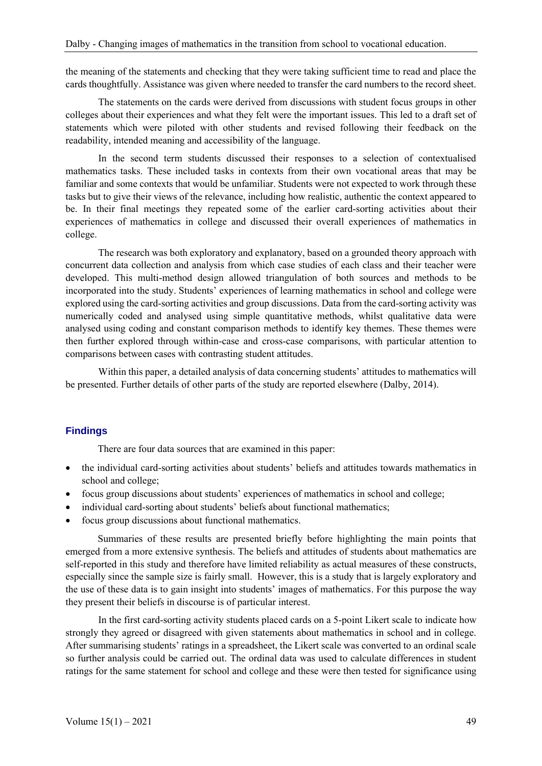the meaning of the statements and checking that they were taking sufficient time to read and place the cards thoughtfully. Assistance was given where needed to transfer the card numbers to the record sheet.

The statements on the cards were derived from discussions with student focus groups in other colleges about their experiences and what they felt were the important issues. This led to a draft set of statements which were piloted with other students and revised following their feedback on the readability, intended meaning and accessibility of the language.

In the second term students discussed their responses to a selection of contextualised mathematics tasks. These included tasks in contexts from their own vocational areas that may be familiar and some contexts that would be unfamiliar. Students were not expected to work through these tasks but to give their views of the relevance, including how realistic, authentic the context appeared to be. In their final meetings they repeated some of the earlier card-sorting activities about their experiences of mathematics in college and discussed their overall experiences of mathematics in college.

The research was both exploratory and explanatory, based on a grounded theory approach with concurrent data collection and analysis from which case studies of each class and their teacher were developed. This multi-method design allowed triangulation of both sources and methods to be incorporated into the study. Students' experiences of learning mathematics in school and college were explored using the card-sorting activities and group discussions. Data from the card-sorting activity was numerically coded and analysed using simple quantitative methods, whilst qualitative data were analysed using coding and constant comparison methods to identify key themes. These themes were then further explored through within-case and cross-case comparisons, with particular attention to comparisons between cases with contrasting student attitudes.

Within this paper, a detailed analysis of data concerning students' attitudes to mathematics will be presented. Further details of other parts of the study are reported elsewhere (Dalby, 2014).

## Findings

There are four data sources that are examined in this paper:

- the individual card-sorting activities about students' beliefs and attitudes towards mathematics in school and college;
- focus group discussions about students' experiences of mathematics in school and college;
- individual card-sorting about students' beliefs about functional mathematics;
- focus group discussions about functional mathematics.

Summaries of these results are presented briefly before highlighting the main points that emerged from a more extensive synthesis. The beliefs and attitudes of students about mathematics are self-reported in this study and therefore have limited reliability as actual measures of these constructs, especially since the sample size is fairly small. However, this is a study that is largely exploratory and the use of these data is to gain insight into students' images of mathematics. For this purpose the way they present their beliefs in discourse is of particular interest.

In the first card-sorting activity students placed cards on a 5-point Likert scale to indicate how strongly they agreed or disagreed with given statements about mathematics in school and in college. After summarising students' ratings in a spreadsheet, the Likert scale was converted to an ordinal scale so further analysis could be carried out. The ordinal data was used to calculate differences in student ratings for the same statement for school and college and these were then tested for significance using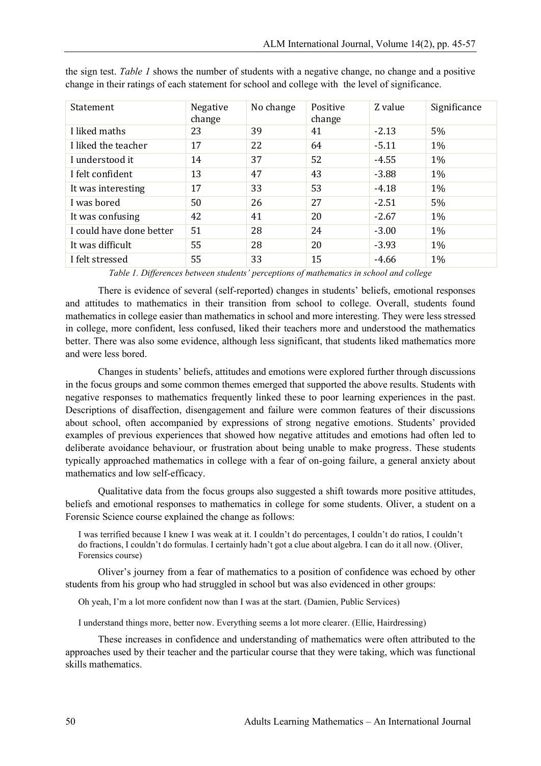the sign test. *Table 1* shows the number of students with a negative change, no change and a positive change in their ratings of each statement for school and college with the level of significance.

| Statement | Negative change | No change | Positive change | Z value | Significance |
|---|---|---|---|---|---|
| I liked maths | 23 | 39 | 41 | -2.13 | 5% |
| I liked the teacher | 17 | 22 | 64 | -5.11 | 1% |
| I understood it | 14 | 37 | 52 | -4.55 | 1% |
| I felt confident | 13 | 47 | 43 | -3.88 | 1% |
| It was interesting | 17 | 33 | 53 | -4.18 | 1% |
| I was bored | 50 | 26 | 27 | -2.51 | 5% |
| It was confusing | 42 | 41 | 20 | -2.67 | 1% |
| I could have done better | 51 | 28 | 24 | -3.00 | 1% |
| It was difficult | 55 | 28 | 20 | -3.93 | 1% |
| I felt stressed | 55 | 33 | 15 | -4.66 | 1% |

*Table 1. Differences between students' perceptions of mathematics in school and college*

There is evidence of several (self-reported) changes in students' beliefs, emotional responses and attitudes to mathematics in their transition from school to college. Overall, students found mathematics in college easier than mathematics in school and more interesting. They were less stressed in college, more confident, less confused, liked their teachers more and understood the mathematics better. There was also some evidence, although less significant, that students liked mathematics more and were less bored.

Changes in students' beliefs, attitudes and emotions were explored further through discussions in the focus groups and some common themes emerged that supported the above results. Students with negative responses to mathematics frequently linked these to poor learning experiences in the past. Descriptions of disaffection, disengagement and failure were common features of their discussions about school, often accompanied by expressions of strong negative emotions. Students' provided examples of previous experiences that showed how negative attitudes and emotions had often led to deliberate avoidance behaviour, or frustration about being unable to make progress. These students typically approached mathematics in college with a fear of on-going failure, a general anxiety about mathematics and low self-efficacy.

Qualitative data from the focus groups also suggested a shift towards more positive attitudes, beliefs and emotional responses to mathematics in college for some students. Oliver, a student on a Forensic Science course explained the change as follows:

> I was terrified because I knew I was weak at it. I couldn't do percentages, I couldn't do ratios, I couldn't do fractions, I couldn't do formulas. I certainly hadn't got a clue about algebra. I can do it all now. (Oliver, Forensics course)

Oliver's journey from a fear of mathematics to a position of confidence was echoed by other students from his group who had struggled in school but was also evidenced in other groups:

> Oh yeah, I'm a lot more confident now than I was at the start. (Damien, Public Services)

> I understand things more, better now. Everything seems a lot more clearer. (Ellie, Hairdressing)

These increases in confidence and understanding of mathematics were often attributed to the approaches used by their teacher and the particular course that they were taking, which was functional skills mathematics.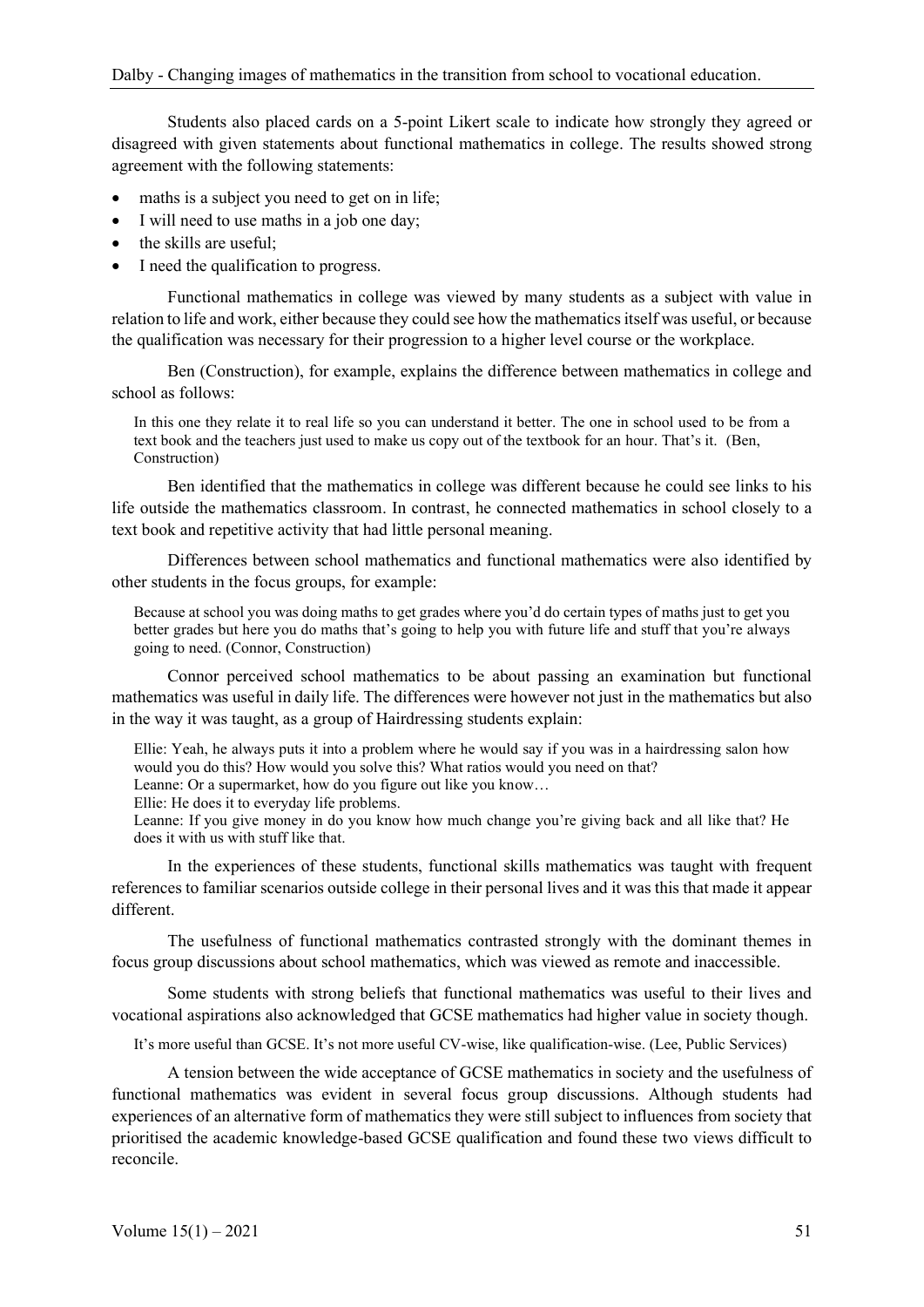Students also placed cards on a 5-point Likert scale to indicate how strongly they agreed or disagreed with given statements about functional mathematics in college. The results showed strong agreement with the following statements:

- maths is a subject you need to get on in life;
- I will need to use maths in a job one day;
- the skills are useful;
- I need the qualification to progress.

Functional mathematics in college was viewed by many students as a subject with value in relation to life and work, either because they could see how the mathematics itself was useful, or because the qualification was necessary for their progression to a higher level course or the workplace.

Ben (Construction), for example, explains the difference between mathematics in college and school as follows:

> In this one they relate it to real life so you can understand it better. The one in school used to be from a text book and the teachers just used to make us copy out of the textbook for an hour. That's it. (Ben, Construction)

Ben identified that the mathematics in college was different because he could see links to his life outside the mathematics classroom. In contrast, he connected mathematics in school closely to a text book and repetitive activity that had little personal meaning.

Differences between school mathematics and functional mathematics were also identified by other students in the focus groups, for example:

> Because at school you was doing maths to get grades where you'd do certain types of maths just to get you better grades but here you do maths that's going to help you with future life and stuff that you're always going to need. (Connor, Construction)

Connor perceived school mathematics to be about passing an examination but functional mathematics was useful in daily life. The differences were however not just in the mathematics but also in the way it was taught, as a group of Hairdressing students explain:

> Ellie: Yeah, he always puts it into a problem where he would say if you was in a hairdressing salon how would you do this? How would you solve this? What ratios would you need on that?
> Leanne: Or a supermarket, how do you figure out like you know…
> Ellie: He does it to everyday life problems.
> Leanne: If you give money in do you know how much change you're giving back and all like that? He does it with us with stuff like that.

In the experiences of these students, functional skills mathematics was taught with frequent references to familiar scenarios outside college in their personal lives and it was this that made it appear different.

The usefulness of functional mathematics contrasted strongly with the dominant themes in focus group discussions about school mathematics, which was viewed as remote and inaccessible.

Some students with strong beliefs that functional mathematics was useful to their lives and vocational aspirations also acknowledged that GCSE mathematics had higher value in society though.

> It's more useful than GCSE. It's not more useful CV-wise, like qualification-wise. (Lee, Public Services)

A tension between the wide acceptance of GCSE mathematics in society and the usefulness of functional mathematics was evident in several focus group discussions. Although students had experiences of an alternative form of mathematics they were still subject to influences from society that prioritised the academic knowledge-based GCSE qualification and found these two views difficult to reconcile.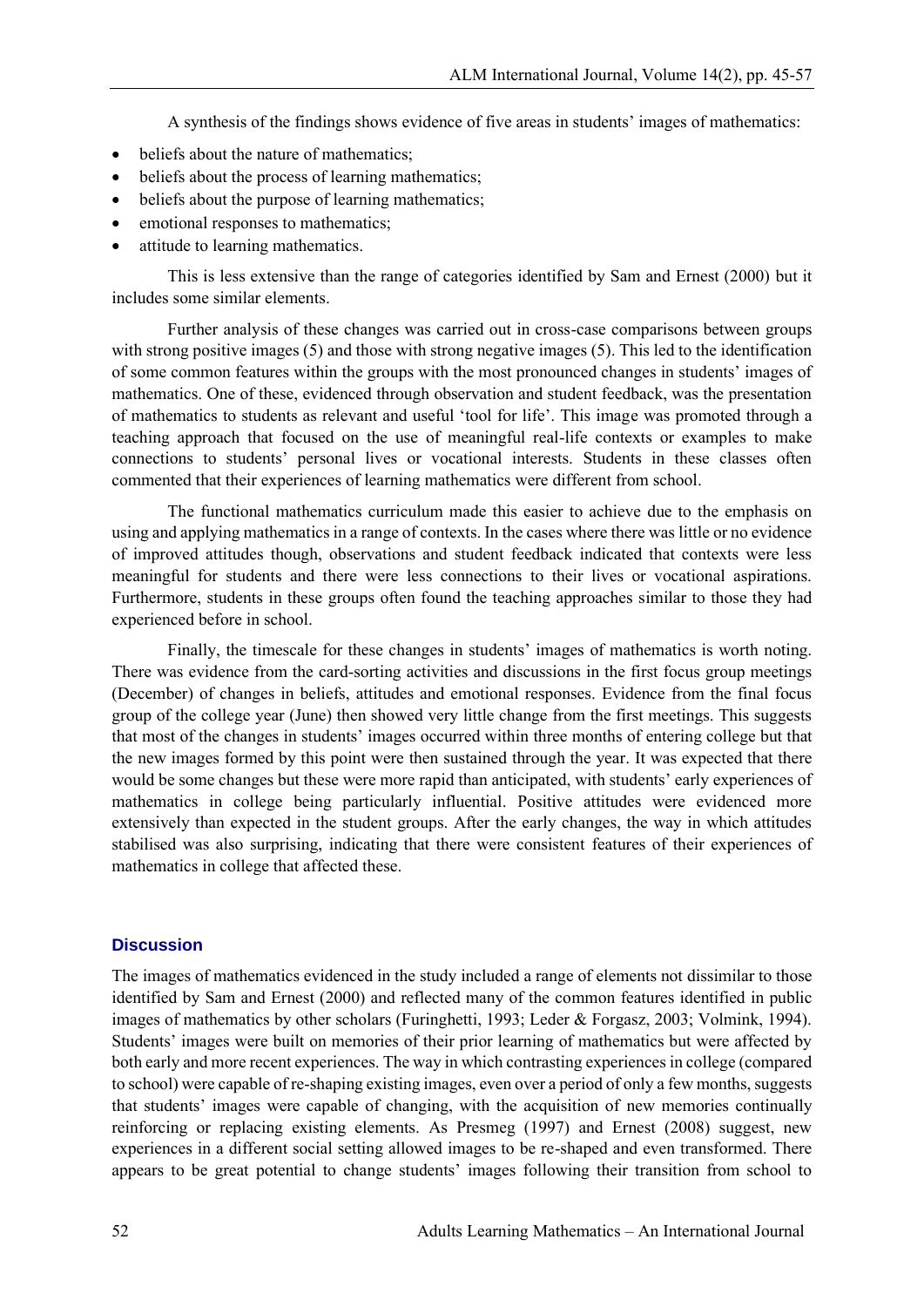A synthesis of the findings shows evidence of five areas in students' images of mathematics:

- beliefs about the nature of mathematics;
- beliefs about the process of learning mathematics;
- beliefs about the purpose of learning mathematics;
- emotional responses to mathematics;
- attitude to learning mathematics.

This is less extensive than the range of categories identified by Sam and Ernest (2000) but it includes some similar elements.

Further analysis of these changes was carried out in cross-case comparisons between groups with strong positive images (5) and those with strong negative images (5). This led to the identification of some common features within the groups with the most pronounced changes in students' images of mathematics. One of these, evidenced through observation and student feedback, was the presentation of mathematics to students as relevant and useful 'tool for life'. This image was promoted through a teaching approach that focused on the use of meaningful real-life contexts or examples to make connections to students' personal lives or vocational interests. Students in these classes often commented that their experiences of learning mathematics were different from school.

The functional mathematics curriculum made this easier to achieve due to the emphasis on using and applying mathematics in a range of contexts. In the cases where there was little or no evidence of improved attitudes though, observations and student feedback indicated that contexts were less meaningful for students and there were less connections to their lives or vocational aspirations. Furthermore, students in these groups often found the teaching approaches similar to those they had experienced before in school.

Finally, the timescale for these changes in students' images of mathematics is worth noting. There was evidence from the card-sorting activities and discussions in the first focus group meetings (December) of changes in beliefs, attitudes and emotional responses. Evidence from the final focus group of the college year (June) then showed very little change from the first meetings. This suggests that most of the changes in students' images occurred within three months of entering college but that the new images formed by this point were then sustained through the year. It was expected that there would be some changes but these were more rapid than anticipated, with students' early experiences of mathematics in college being particularly influential. Positive attitudes were evidenced more extensively than expected in the student groups. After the early changes, the way in which attitudes stabilised was also surprising, indicating that there were consistent features of their experiences of mathematics in college that affected these.

## Discussion

The images of mathematics evidenced in the study included a range of elements not dissimilar to those identified by Sam and Ernest (2000) and reflected many of the common features identified in public images of mathematics by other scholars (Furinghetti, 1993; Leder & Forgasz, 2003; Volmink, 1994). Students' images were built on memories of their prior learning of mathematics but were affected by both early and more recent experiences. The way in which contrasting experiences in college (compared to school) were capable of re-shaping existing images, even over a period of only a few months, suggests that students' images were capable of changing, with the acquisition of new memories continually reinforcing or replacing existing elements. As Presmeg (1997) and Ernest (2008) suggest, new experiences in a different social setting allowed images to be re-shaped and even transformed. There appears to be great potential to change students' images following their transition from school to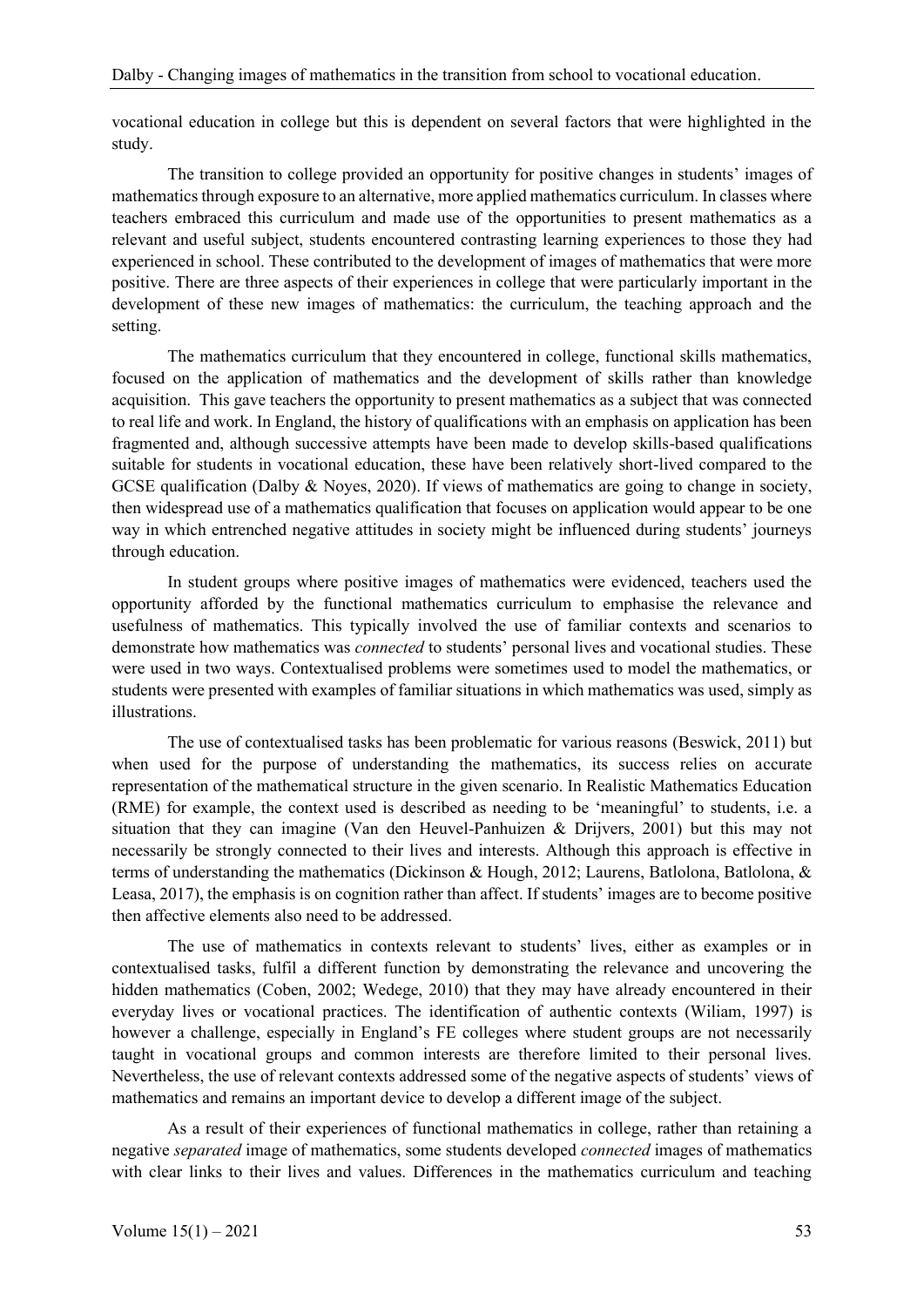vocational education in college but this is dependent on several factors that were highlighted in the study.

The transition to college provided an opportunity for positive changes in students' images of mathematics through exposure to an alternative, more applied mathematics curriculum. In classes where teachers embraced this curriculum and made use of the opportunities to present mathematics as a relevant and useful subject, students encountered contrasting learning experiences to those they had experienced in school. These contributed to the development of images of mathematics that were more positive. There are three aspects of their experiences in college that were particularly important in the development of these new images of mathematics: the curriculum, the teaching approach and the setting.

The mathematics curriculum that they encountered in college, functional skills mathematics, focused on the application of mathematics and the development of skills rather than knowledge acquisition. This gave teachers the opportunity to present mathematics as a subject that was connected to real life and work. In England, the history of qualifications with an emphasis on application has been fragmented and, although successive attempts have been made to develop skills-based qualifications suitable for students in vocational education, these have been relatively short-lived compared to the GCSE qualification (Dalby & Noyes, 2020). If views of mathematics are going to change in society, then widespread use of a mathematics qualification that focuses on application would appear to be one way in which entrenched negative attitudes in society might be influenced during students' journeys through education.

In student groups where positive images of mathematics were evidenced, teachers used the opportunity afforded by the functional mathematics curriculum to emphasise the relevance and usefulness of mathematics. This typically involved the use of familiar contexts and scenarios to demonstrate how mathematics was *connected* to students' personal lives and vocational studies. These were used in two ways. Contextualised problems were sometimes used to model the mathematics, or students were presented with examples of familiar situations in which mathematics was used, simply as illustrations.

The use of contextualised tasks has been problematic for various reasons (Beswick, 2011) but when used for the purpose of understanding the mathematics, its success relies on accurate representation of the mathematical structure in the given scenario. In Realistic Mathematics Education (RME) for example, the context used is described as needing to be 'meaningful' to students, i.e. a situation that they can imagine (Van den Heuvel-Panhuizen & Drijvers, 2001) but this may not necessarily be strongly connected to their lives and interests. Although this approach is effective in terms of understanding the mathematics (Dickinson & Hough, 2012; Laurens, Batlolona, Batlolona, & Leasa, 2017), the emphasis is on cognition rather than affect. If students' images are to become positive then affective elements also need to be addressed.

The use of mathematics in contexts relevant to students' lives, either as examples or in contextualised tasks, fulfil a different function by demonstrating the relevance and uncovering the hidden mathematics (Coben, 2002; Wedege, 2010) that they may have already encountered in their everyday lives or vocational practices. The identification of authentic contexts (Wiliam, 1997) is however a challenge, especially in England's FE colleges where student groups are not necessarily taught in vocational groups and common interests are therefore limited to their personal lives. Nevertheless, the use of relevant contexts addressed some of the negative aspects of students' views of mathematics and remains an important device to develop a different image of the subject.

As a result of their experiences of functional mathematics in college, rather than retaining a negative *separated* image of mathematics, some students developed *connected* images of mathematics with clear links to their lives and values. Differences in the mathematics curriculum and teaching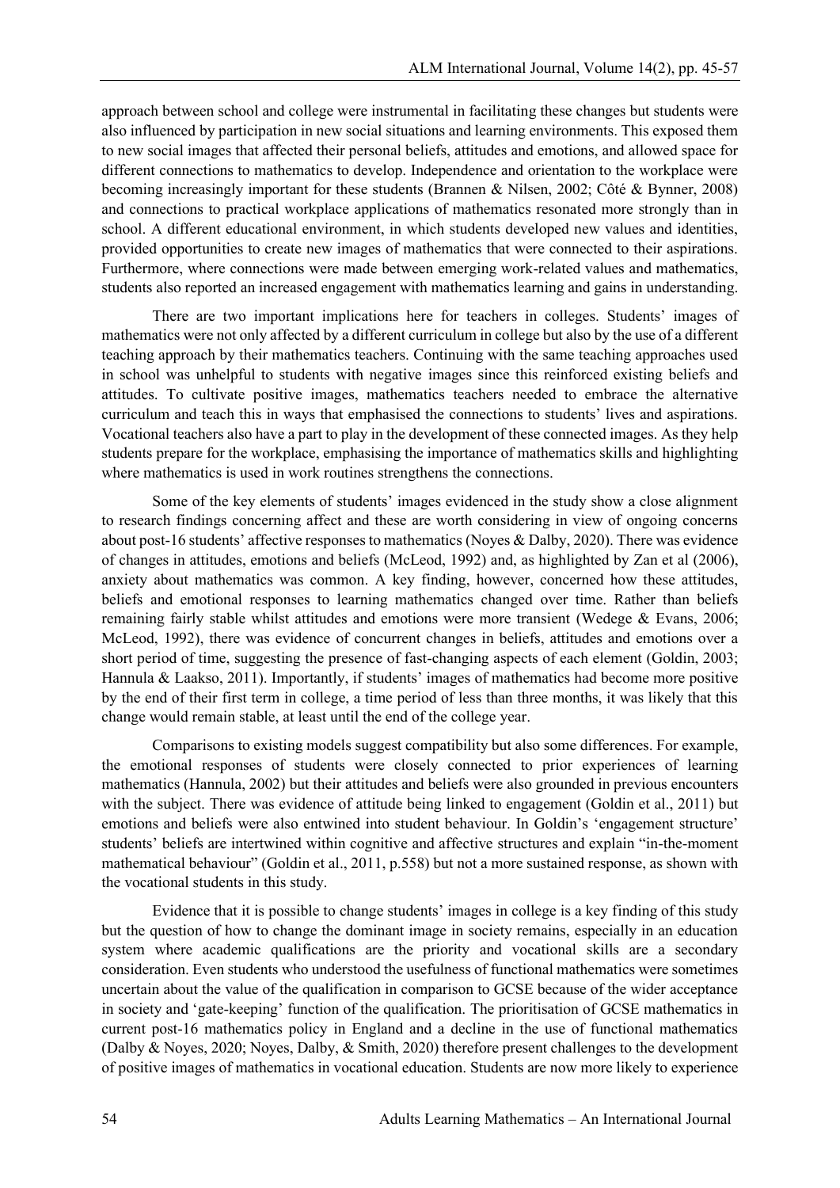approach between school and college were instrumental in facilitating these changes but students were also influenced by participation in new social situations and learning environments. This exposed them to new social images that affected their personal beliefs, attitudes and emotions, and allowed space for different connections to mathematics to develop. Independence and orientation to the workplace were becoming increasingly important for these students (Brannen & Nilsen, 2002; Côté & Bynner, 2008) and connections to practical workplace applications of mathematics resonated more strongly than in school. A different educational environment, in which students developed new values and identities, provided opportunities to create new images of mathematics that were connected to their aspirations. Furthermore, where connections were made between emerging work-related values and mathematics, students also reported an increased engagement with mathematics learning and gains in understanding.

There are two important implications here for teachers in colleges. Students' images of mathematics were not only affected by a different curriculum in college but also by the use of a different teaching approach by their mathematics teachers. Continuing with the same teaching approaches used in school was unhelpful to students with negative images since this reinforced existing beliefs and attitudes. To cultivate positive images, mathematics teachers needed to embrace the alternative curriculum and teach this in ways that emphasised the connections to students' lives and aspirations. Vocational teachers also have a part to play in the development of these connected images. As they help students prepare for the workplace, emphasising the importance of mathematics skills and highlighting where mathematics is used in work routines strengthens the connections.

Some of the key elements of students' images evidenced in the study show a close alignment to research findings concerning affect and these are worth considering in view of ongoing concerns about post-16 students' affective responses to mathematics (Noyes & Dalby, 2020). There was evidence of changes in attitudes, emotions and beliefs (McLeod, 1992) and, as highlighted by Zan et al (2006), anxiety about mathematics was common. A key finding, however, concerned how these attitudes, beliefs and emotional responses to learning mathematics changed over time. Rather than beliefs remaining fairly stable whilst attitudes and emotions were more transient (Wedege & Evans, 2006; McLeod, 1992), there was evidence of concurrent changes in beliefs, attitudes and emotions over a short period of time, suggesting the presence of fast-changing aspects of each element (Goldin, 2003; Hannula & Laakso, 2011). Importantly, if students' images of mathematics had become more positive by the end of their first term in college, a time period of less than three months, it was likely that this change would remain stable, at least until the end of the college year.

Comparisons to existing models suggest compatibility but also some differences. For example, the emotional responses of students were closely connected to prior experiences of learning mathematics (Hannula, 2002) but their attitudes and beliefs were also grounded in previous encounters with the subject. There was evidence of attitude being linked to engagement (Goldin et al., 2011) but emotions and beliefs were also entwined into student behaviour. In Goldin's 'engagement structure' students' beliefs are intertwined within cognitive and affective structures and explain "in-the-moment mathematical behaviour" (Goldin et al., 2011, p.558) but not a more sustained response, as shown with the vocational students in this study.

Evidence that it is possible to change students' images in college is a key finding of this study but the question of how to change the dominant image in society remains, especially in an education system where academic qualifications are the priority and vocational skills are a secondary consideration. Even students who understood the usefulness of functional mathematics were sometimes uncertain about the value of the qualification in comparison to GCSE because of the wider acceptance in society and 'gate-keeping' function of the qualification. The prioritisation of GCSE mathematics in current post-16 mathematics policy in England and a decline in the use of functional mathematics (Dalby & Noyes, 2020; Noyes, Dalby, & Smith, 2020) therefore present challenges to the development of positive images of mathematics in vocational education. Students are now more likely to experience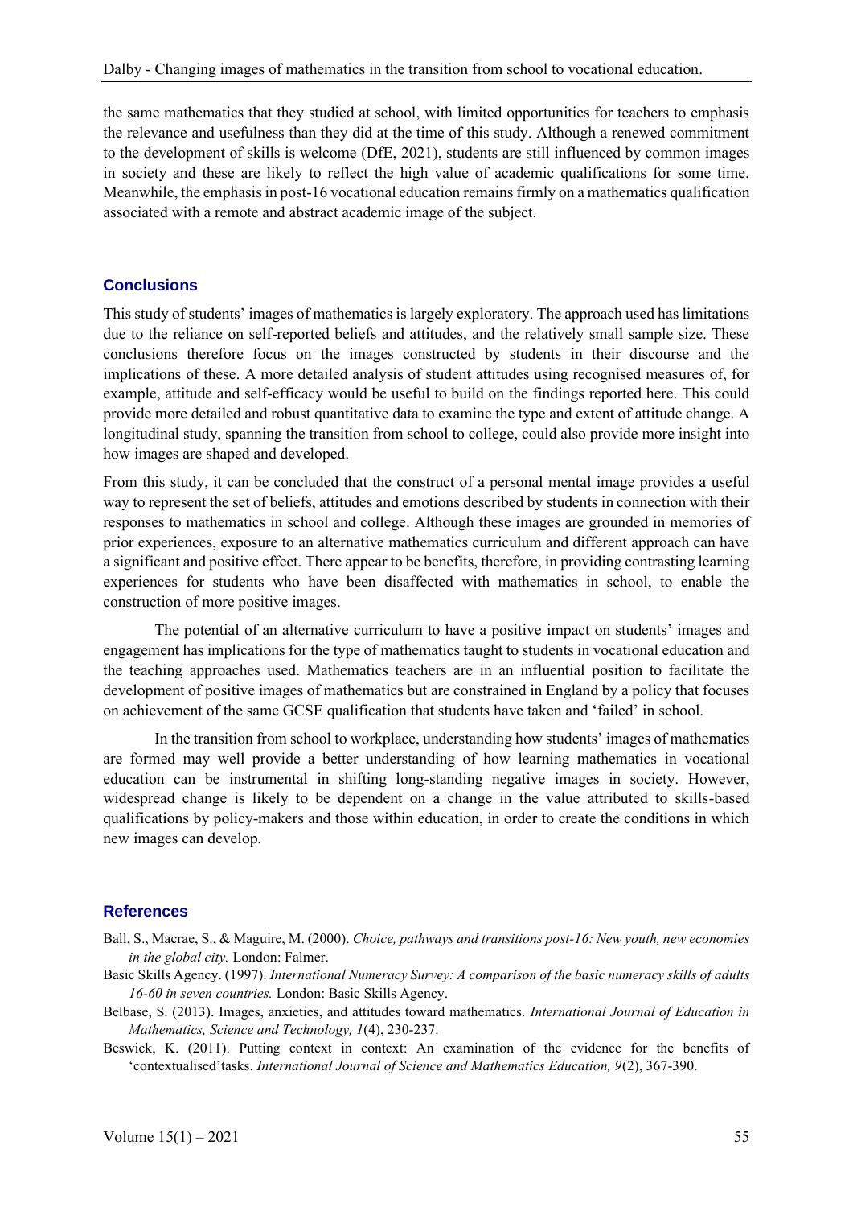the same mathematics that they studied at school, with limited opportunities for teachers to emphasis the relevance and usefulness than they did at the time of this study. Although a renewed commitment to the development of skills is welcome (DfE, 2021), students are still influenced by common images in society and these are likely to reflect the high value of academic qualifications for some time. Meanwhile, the emphasis in post-16 vocational education remains firmly on a mathematics qualification associated with a remote and abstract academic image of the subject.

## Conclusions

This study of students' images of mathematics is largely exploratory. The approach used has limitations due to the reliance on self-reported beliefs and attitudes, and the relatively small sample size. These conclusions therefore focus on the images constructed by students in their discourse and the implications of these. A more detailed analysis of student attitudes using recognised measures of, for example, attitude and self-efficacy would be useful to build on the findings reported here. This could provide more detailed and robust quantitative data to examine the type and extent of attitude change. A longitudinal study, spanning the transition from school to college, could also provide more insight into how images are shaped and developed.

From this study, it can be concluded that the construct of a personal mental image provides a useful way to represent the set of beliefs, attitudes and emotions described by students in connection with their responses to mathematics in school and college. Although these images are grounded in memories of prior experiences, exposure to an alternative mathematics curriculum and different approach can have a significant and positive effect. There appear to be benefits, therefore, in providing contrasting learning experiences for students who have been disaffected with mathematics in school, to enable the construction of more positive images.

The potential of an alternative curriculum to have a positive impact on students' images and engagement has implications for the type of mathematics taught to students in vocational education and the teaching approaches used. Mathematics teachers are in an influential position to facilitate the development of positive images of mathematics but are constrained in England by a policy that focuses on achievement of the same GCSE qualification that students have taken and 'failed' in school.

In the transition from school to workplace, understanding how students' images of mathematics are formed may well provide a better understanding of how learning mathematics in vocational education can be instrumental in shifting long-standing negative images in society. However, widespread change is likely to be dependent on a change in the value attributed to skills-based qualifications by policy-makers and those within education, in order to create the conditions in which new images can develop.

## References

Ball, S., Macrae, S., & Maguire, M. (2000). *Choice, pathways and transitions post-16: New youth, new economies in the global city.* London: Falmer.

Basic Skills Agency. (1997). *International Numeracy Survey: A comparison of the basic numeracy skills of adults 16-60 in seven countries.* London: Basic Skills Agency.

Belbase, S. (2013). Images, anxieties, and attitudes toward mathematics. *International Journal of Education in Mathematics, Science and Technology, 1*(4), 230-237.

Beswick, K. (2011). Putting context in context: An examination of the evidence for the benefits of 'contextualised' tasks. *International Journal of Science and Mathematics Education, 9*(2), 367-390.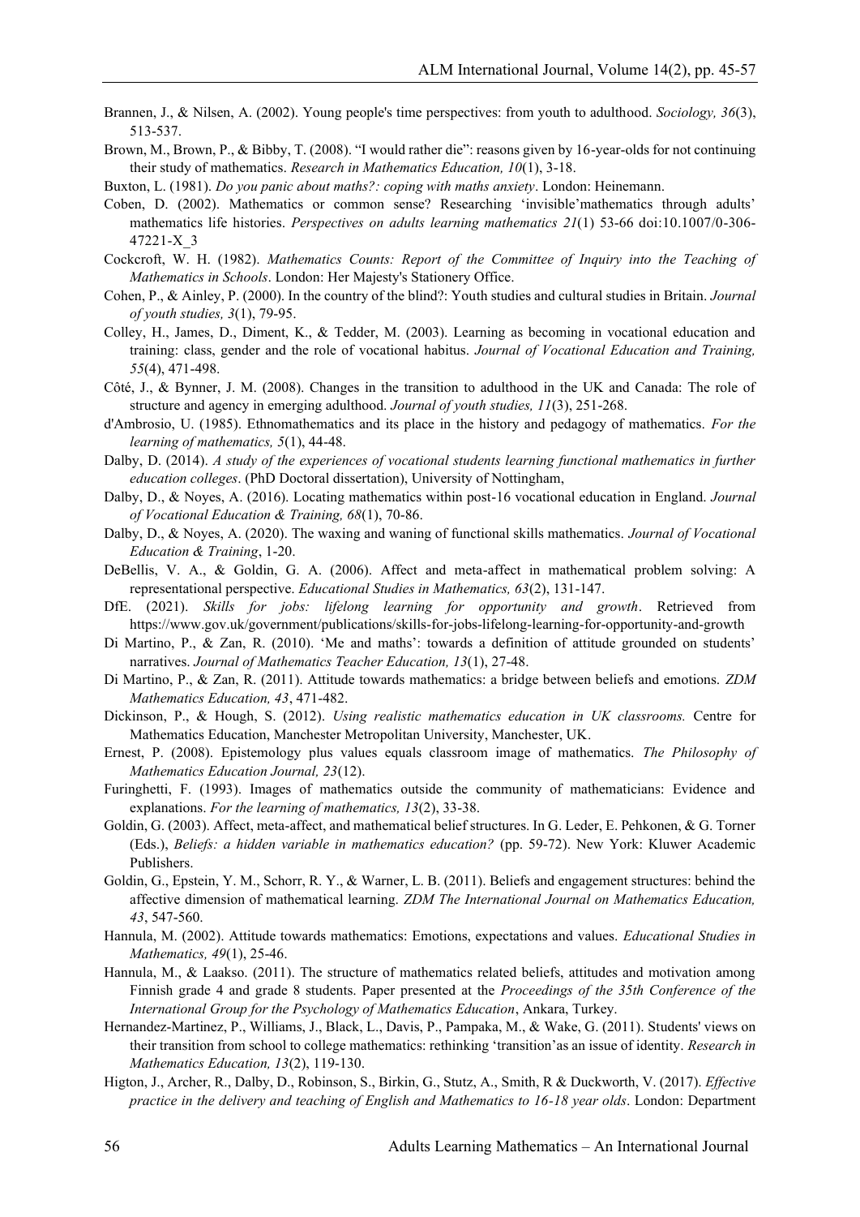Brannen, J., & Nilsen, A. (2002). Young people's time perspectives: from youth to adulthood. *Sociology, 36*(3), 513-537.

Brown, M., Brown, P., & Bibby, T. (2008). "I would rather die": reasons given by 16-year-olds for not continuing their study of mathematics. *Research in Mathematics Education, 10*(1), 3-18.

Buxton, L. (1981). *Do you panic about maths?: coping with maths anxiety*. London: Heinemann.

Coben, D. (2002). Mathematics or common sense? Researching 'invisible'mathematics through adults' mathematics life histories. *Perspectives on adults learning mathematics 21*(1) 53-66 doi:10.1007/0-306-47221-X_3

Cockcroft, W. H. (1982). *Mathematics Counts: Report of the Committee of Inquiry into the Teaching of Mathematics in Schools*. London: Her Majesty's Stationery Office.

Cohen, P., & Ainley, P. (2000). In the country of the blind?: Youth studies and cultural studies in Britain. *Journal of youth studies, 3*(1), 79-95.

Colley, H., James, D., Diment, K., & Tedder, M. (2003). Learning as becoming in vocational education and training: class, gender and the role of vocational habitus. *Journal of Vocational Education and Training, 55*(4), 471-498.

Côté, J., & Bynner, J. M. (2008). Changes in the transition to adulthood in the UK and Canada: The role of structure and agency in emerging adulthood. *Journal of youth studies, 11*(3), 251-268.

d'Ambrosio, U. (1985). Ethnomathematics and its place in the history and pedagogy of mathematics. *For the learning of mathematics, 5*(1), 44-48.

Dalby, D. (2014). *A study of the experiences of vocational students learning functional mathematics in further education colleges*. (PhD Doctoral dissertation), University of Nottingham,

Dalby, D., & Noyes, A. (2016). Locating mathematics within post-16 vocational education in England. *Journal of Vocational Education & Training, 68*(1), 70-86.

Dalby, D., & Noyes, A. (2020). The waxing and waning of functional skills mathematics. *Journal of Vocational Education & Training*, 1-20.

DeBellis, V. A., & Goldin, G. A. (2006). Affect and meta-affect in mathematical problem solving: A representational perspective. *Educational Studies in Mathematics, 63*(2), 131-147.

DfE. (2021). *Skills for jobs: lifelong learning for opportunity and growth*. Retrieved from https://www.gov.uk/government/publications/skills-for-jobs-lifelong-learning-for-opportunity-and-growth

Di Martino, P., & Zan, R. (2010). 'Me and maths': towards a definition of attitude grounded on students' narratives. *Journal of Mathematics Teacher Education, 13*(1), 27-48.

Di Martino, P., & Zan, R. (2011). Attitude towards mathematics: a bridge between beliefs and emotions. *ZDM Mathematics Education, 43*, 471-482.

Dickinson, P., & Hough, S. (2012). *Using realistic mathematics education in UK classrooms.* Centre for Mathematics Education, Manchester Metropolitan University, Manchester, UK.

Ernest, P. (2008). Epistemology plus values equals classroom image of mathematics. *The Philosophy of Mathematics Education Journal, 23*(12).

Furinghetti, F. (1993). Images of mathematics outside the community of mathematicians: Evidence and explanations. *For the learning of mathematics, 13*(2), 33-38.

Goldin, G. (2003). Affect, meta-affect, and mathematical belief structures. In G. Leder, E. Pehkonen, & G. Torner (Eds.), *Beliefs: a hidden variable in mathematics education?* (pp. 59-72). New York: Kluwer Academic Publishers.

Goldin, G., Epstein, Y. M., Schorr, R. Y., & Warner, L. B. (2011). Beliefs and engagement structures: behind the affective dimension of mathematical learning. *ZDM The International Journal on Mathematics Education, 43*, 547-560.

Hannula, M. (2002). Attitude towards mathematics: Emotions, expectations and values. *Educational Studies in Mathematics, 49*(1), 25-46.

Hannula, M., & Laakso. (2011). The structure of mathematics related beliefs, attitudes and motivation among Finnish grade 4 and grade 8 students. Paper presented at the *Proceedings of the 35th Conference of the International Group for the Psychology of Mathematics Education*, Ankara, Turkey.

Hernandez-Martinez, P., Williams, J., Black, L., Davis, P., Pampaka, M., & Wake, G. (2011). Students' views on their transition from school to college mathematics: rethinking 'transition'as an issue of identity. *Research in Mathematics Education, 13*(2), 119-130.

Higton, J., Archer, R., Dalby, D., Robinson, S., Birkin, G., Stutz, A., Smith, R & Duckworth, V. (2017). *Effective practice in the delivery and teaching of English and Mathematics to 16-18 year olds*. London: Department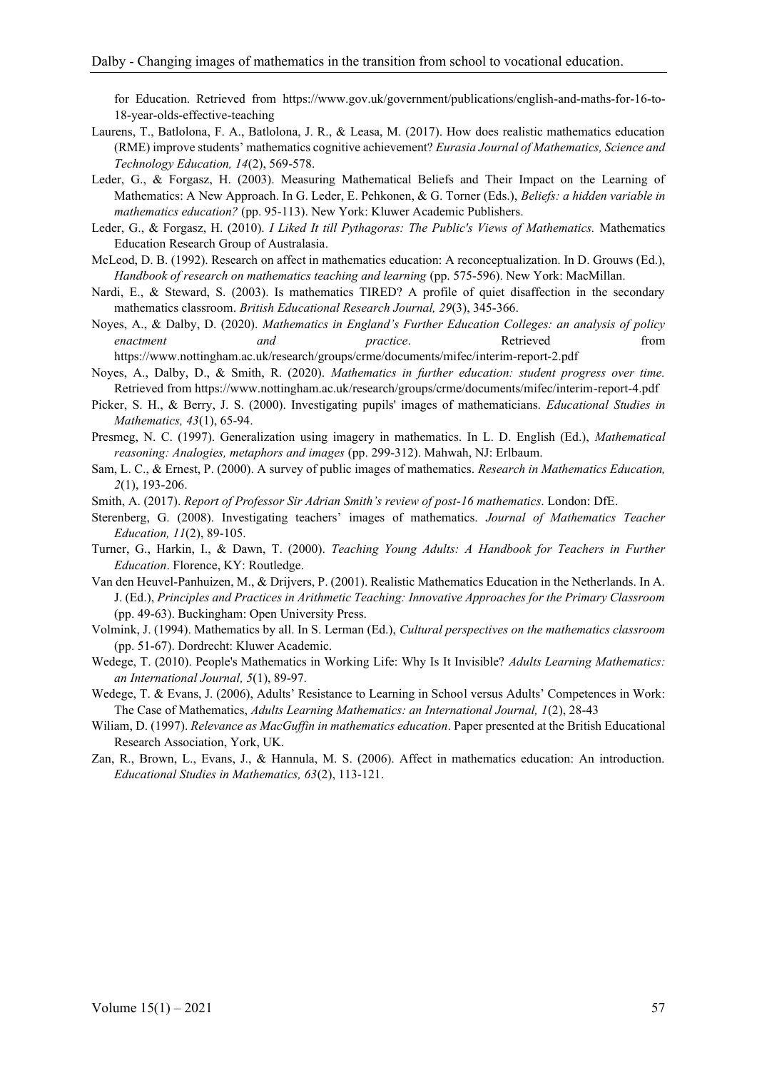for Education. Retrieved from https://www.gov.uk/government/publications/english-and-maths-for-16-to-18-year-olds-effective-teaching

Laurens, T., Batlolona, F. A., Batlolona, J. R., & Leasa, M. (2017). How does realistic mathematics education (RME) improve students' mathematics cognitive achievement? *Eurasia Journal of Mathematics, Science and Technology Education, 14*(2), 569-578.

Leder, G., & Forgasz, H. (2003). Measuring Mathematical Beliefs and Their Impact on the Learning of Mathematics: A New Approach. In G. Leder, E. Pehkonen, & G. Torner (Eds.), *Beliefs: a hidden variable in mathematics education?* (pp. 95-113). New York: Kluwer Academic Publishers.

Leder, G., & Forgasz, H. (2010). *I Liked It till Pythagoras: The Public's Views of Mathematics.* Mathematics Education Research Group of Australasia.

McLeod, D. B. (1992). Research on affect in mathematics education: A reconceptualization. In D. Grouws (Ed.), *Handbook of research on mathematics teaching and learning* (pp. 575-596). New York: MacMillan.

Nardi, E., & Steward, S. (2003). Is mathematics TIRED? A profile of quiet disaffection in the secondary mathematics classroom. *British Educational Research Journal, 29*(3), 345-366.

Noyes, A., & Dalby, D. (2020). *Mathematics in England's Further Education Colleges: an analysis of policy enactment and practice*. Retrieved from https://www.nottingham.ac.uk/research/groups/crme/documents/mifec/interim-report-2.pdf

Noyes, A., Dalby, D., & Smith, R. (2020). *Mathematics in further education: student progress over time.* Retrieved from https://www.nottingham.ac.uk/research/groups/crme/documents/mifec/interim-report-4.pdf

Picker, S. H., & Berry, J. S. (2000). Investigating pupils' images of mathematicians. *Educational Studies in Mathematics, 43*(1), 65-94.

Presmeg, N. C. (1997). Generalization using imagery in mathematics. In L. D. English (Ed.), *Mathematical reasoning: Analogies, metaphors and images* (pp. 299-312). Mahwah, NJ: Erlbaum.

Sam, L. C., & Ernest, P. (2000). A survey of public images of mathematics. *Research in Mathematics Education, 2*(1), 193-206.

Smith, A. (2017). *Report of Professor Sir Adrian Smith's review of post-16 mathematics*. London: DfE.

Sterenberg, G. (2008). Investigating teachers' images of mathematics. *Journal of Mathematics Teacher Education, 11*(2), 89-105.

Turner, G., Harkin, I., & Dawn, T. (2000). *Teaching Young Adults: A Handbook for Teachers in Further Education*. Florence, KY: Routledge.

Van den Heuvel-Panhuizen, M., & Drijvers, P. (2001). Realistic Mathematics Education in the Netherlands. In A. J. (Ed.), *Principles and Practices in Arithmetic Teaching: Innovative Approaches for the Primary Classroom* (pp. 49-63). Buckingham: Open University Press.

Volmink, J. (1994). Mathematics by all. In S. Lerman (Ed.), *Cultural perspectives on the mathematics classroom* (pp. 51-67). Dordrecht: Kluwer Academic.

Wedege, T. (2010). People's Mathematics in Working Life: Why Is It Invisible? *Adults Learning Mathematics: an International Journal, 5*(1), 89-97.

Wedege, T. & Evans, J. (2006), Adults' Resistance to Learning in School versus Adults' Competences in Work: The Case of Mathematics, *Adults Learning Mathematics: an International Journal, 1*(2), 28-43

Wiliam, D. (1997). *Relevance as MacGuffin in mathematics education*. Paper presented at the British Educational Research Association, York, UK.

Zan, R., Brown, L., Evans, J., & Hannula, M. S. (2006). Affect in mathematics education: An introduction. *Educational Studies in Mathematics, 63*(2), 113-121.